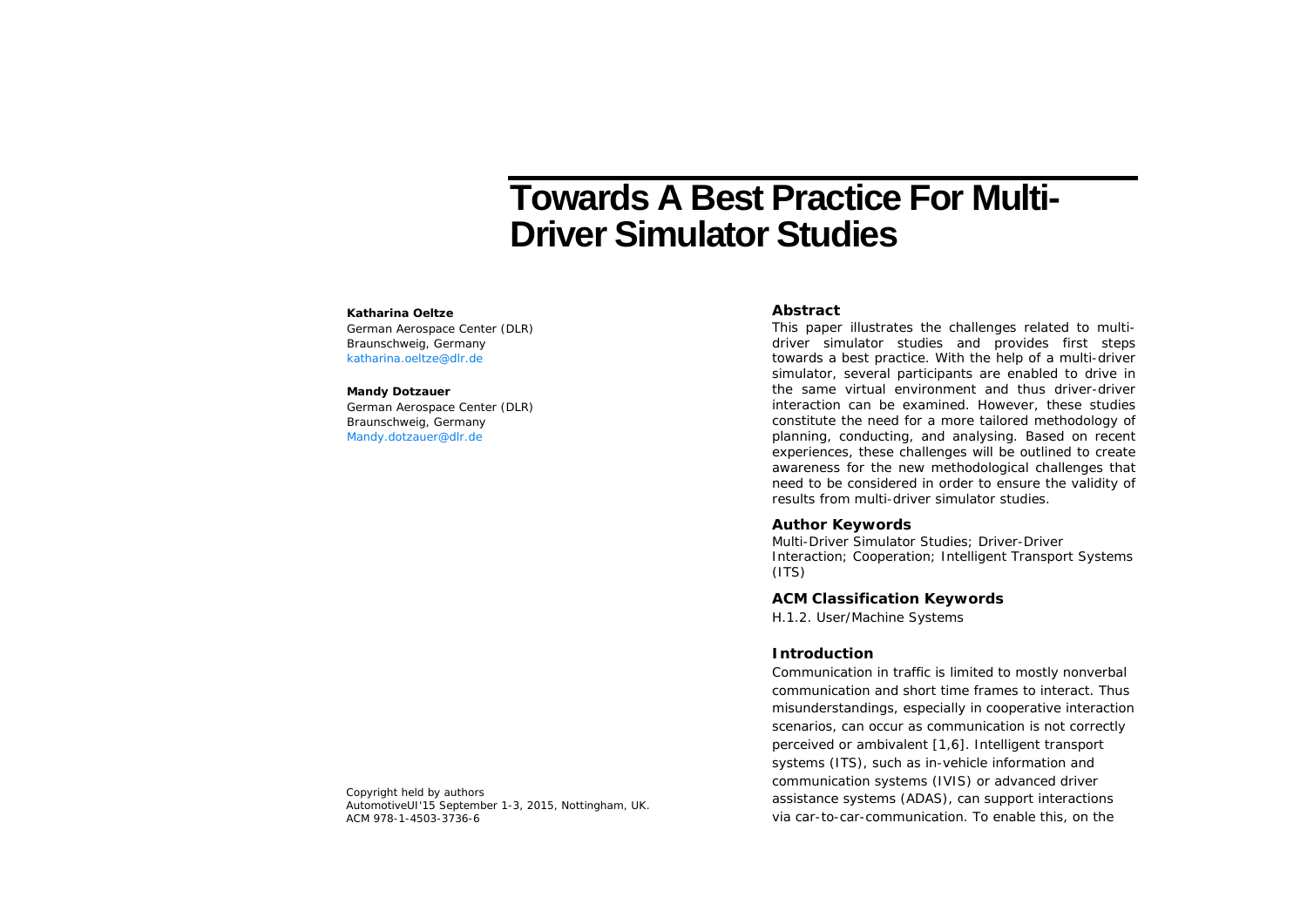# Towards A Best Practice For Multi-Driver Simulator Studies

**Katharina Oeltze**
German Aerospace Center (DLR)
Braunschweig, Germany
katharina.oeltze@dlr.de

**Mandy Dotzauer**
German Aerospace Center (DLR)
Braunschweig, Germany
Mandy.dotzauer@dlr.de

Copyright held by authors
AutomotiveUI'15 September 1-3, 2015, Nottingham, UK.
ACM 978-1-4503-3736-6

## Abstract

This paper illustrates the challenges related to multi-driver simulator studies and provides first steps towards a best practice. With the help of a multi-driver simulator, several participants are enabled to drive in the same virtual environment and thus driver-driver interaction can be examined. However, these studies constitute the need for a more tailored methodology of planning, conducting, and analysing. Based on recent experiences, these challenges will be outlined to create awareness for the new methodological challenges that need to be considered in order to ensure the validity of results from multi-driver simulator studies.

## Author Keywords

Multi-Driver Simulator Studies; Driver-Driver Interaction; Cooperation; Intelligent Transport Systems (ITS)

## ACM Classification Keywords

H.1.2. User/Machine Systems

## Introduction

Communication in traffic is limited to mostly nonverbal communication and short time frames to interact. Thus misunderstandings, especially in cooperative interaction scenarios, can occur as communication is not correctly perceived or ambivalent [1,6]. Intelligent transport systems (ITS), such as in-vehicle information and communication systems (IVIS) or advanced driver assistance systems (ADAS), can support interactions via car-to-car-communication. To enable this, on the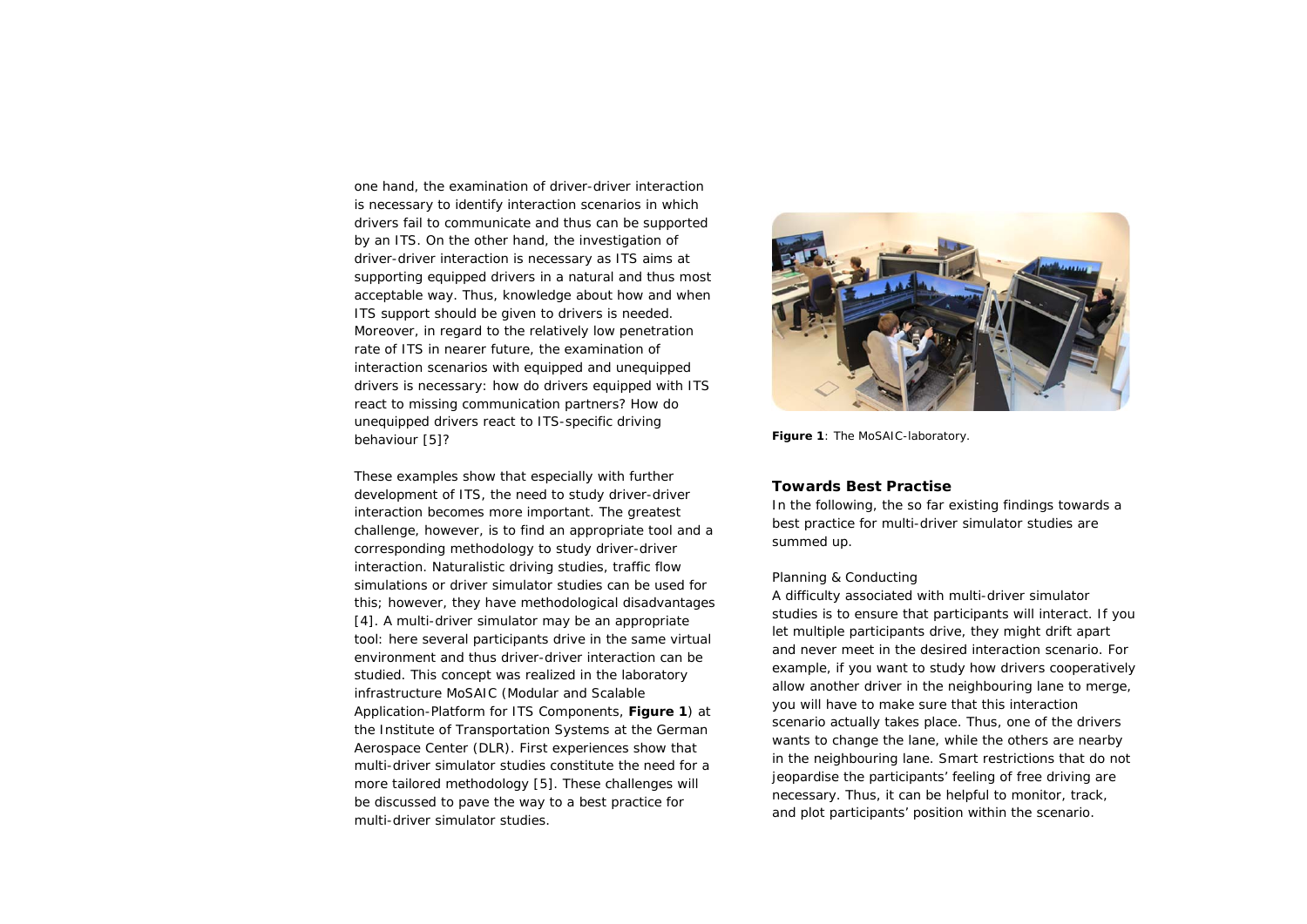one hand, the examination of driver-driver interaction is necessary to identify interaction scenarios in which drivers fail to communicate and thus can be supported by an ITS. On the other hand, the investigation of driver-driver interaction is necessary as ITS aims at supporting equipped drivers in a natural and thus most acceptable way. Thus, knowledge about how and when ITS support should be given to drivers is needed. Moreover, in regard to the relatively low penetration rate of ITS in nearer future, the examination of interaction scenarios with equipped and unequipped drivers is necessary: how do drivers equipped with ITS react to missing communication partners? How do unequipped drivers react to ITS-specific driving behaviour [5]?

These examples show that especially with further development of ITS, the need to study driver-driver interaction becomes more important. The greatest challenge, however, is to find an appropriate tool and a corresponding methodology to study driver-driver interaction. Naturalistic driving studies, traffic flow simulations or driver simulator studies can be used for this; however, they have methodological disadvantages [4]. A multi-driver simulator may be an appropriate tool: here several participants drive in the same virtual environment and thus driver-driver interaction can be studied. This concept was realized in the laboratory infrastructure MoSAIC (Modular and Scalable Application-Platform for ITS Components, **Figure 1**) at the Institute of Transportation Systems at the German Aerospace Center (DLR). First experiences show that multi-driver simulator studies constitute the need for a more tailored methodology [5]. These challenges will be discussed to pave the way to a best practice for multi-driver simulator studies.

**Figure 1**: The MoSAIC-laboratory.

## Towards Best Practise

In the following, the so far existing findings towards a best practice for multi-driver simulator studies are summed up.

### Planning & Conducting

A difficulty associated with multi-driver simulator studies is to ensure that participants will interact. If you let multiple participants drive, they might drift apart and never meet in the desired interaction scenario. For example, if you want to study how drivers cooperatively allow another driver in the neighbouring lane to merge, you will have to make sure that this interaction scenario actually takes place. Thus, one of the drivers wants to change the lane, while the others are nearby in the neighbouring lane. Smart restrictions that do not jeopardise the participants' feeling of free driving are necessary. Thus, it can be helpful to monitor, track, and plot participants' position within the scenario.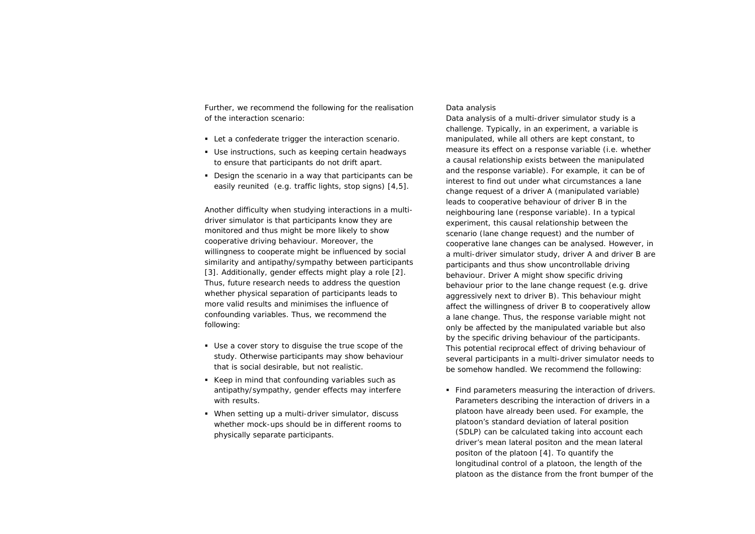Further, we recommend the following for the realisation of the interaction scenario:

- Let a confederate trigger the interaction scenario.
- Use instructions, such as keeping certain headways to ensure that participants do not drift apart.
- Design the scenario in a way that participants can be easily reunited (e.g. traffic lights, stop signs) [4,5].

Another difficulty when studying interactions in a multi-driver simulator is that participants know they are monitored and thus might be more likely to show cooperative driving behaviour. Moreover, the willingness to cooperate might be influenced by social similarity and antipathy/sympathy between participants [3]. Additionally, gender effects might play a role [2]. Thus, future research needs to address the question whether physical separation of participants leads to more valid results and minimises the influence of confounding variables. Thus, we recommend the following:

- Use a cover story to disguise the true scope of the study. Otherwise participants may show behaviour that is social desirable, but not realistic.
- Keep in mind that confounding variables such as antipathy/sympathy, gender effects may interfere with results.
- When setting up a multi-driver simulator, discuss whether mock-ups should be in different rooms to physically separate participants.

Data analysis

Data analysis of a multi-driver simulator study is a challenge. Typically, in an experiment, a variable is manipulated, while all others are kept constant, to measure its effect on a response variable (i.e. whether a causal relationship exists between the manipulated and the response variable). For example, it can be of interest to find out under what circumstances a lane change request of a driver A (manipulated variable) leads to cooperative behaviour of driver B in the neighbouring lane (response variable). In a typical experiment, this causal relationship between the scenario (lane change request) and the number of cooperative lane changes can be analysed. However, in a multi-driver simulator study, driver A and driver B are participants and thus show uncontrollable driving behaviour. Driver A might show specific driving behaviour prior to the lane change request (e.g. drive aggressively next to driver B). This behaviour might affect the willingness of driver B to cooperatively allow a lane change. Thus, the response variable might not only be affected by the manipulated variable but also by the specific driving behaviour of the participants. This potential reciprocal effect of driving behaviour of several participants in a multi-driver simulator needs to be somehow handled. We recommend the following:

- Find parameters measuring the interaction of drivers. Parameters describing the interaction of drivers in a platoon have already been used. For example, the platoon's standard deviation of lateral position (SDLP) can be calculated taking into account each driver's mean lateral positon and the mean lateral positon of the platoon [4]. To quantify the longitudinal control of a platoon, the length of the platoon as the distance from the front bumper of the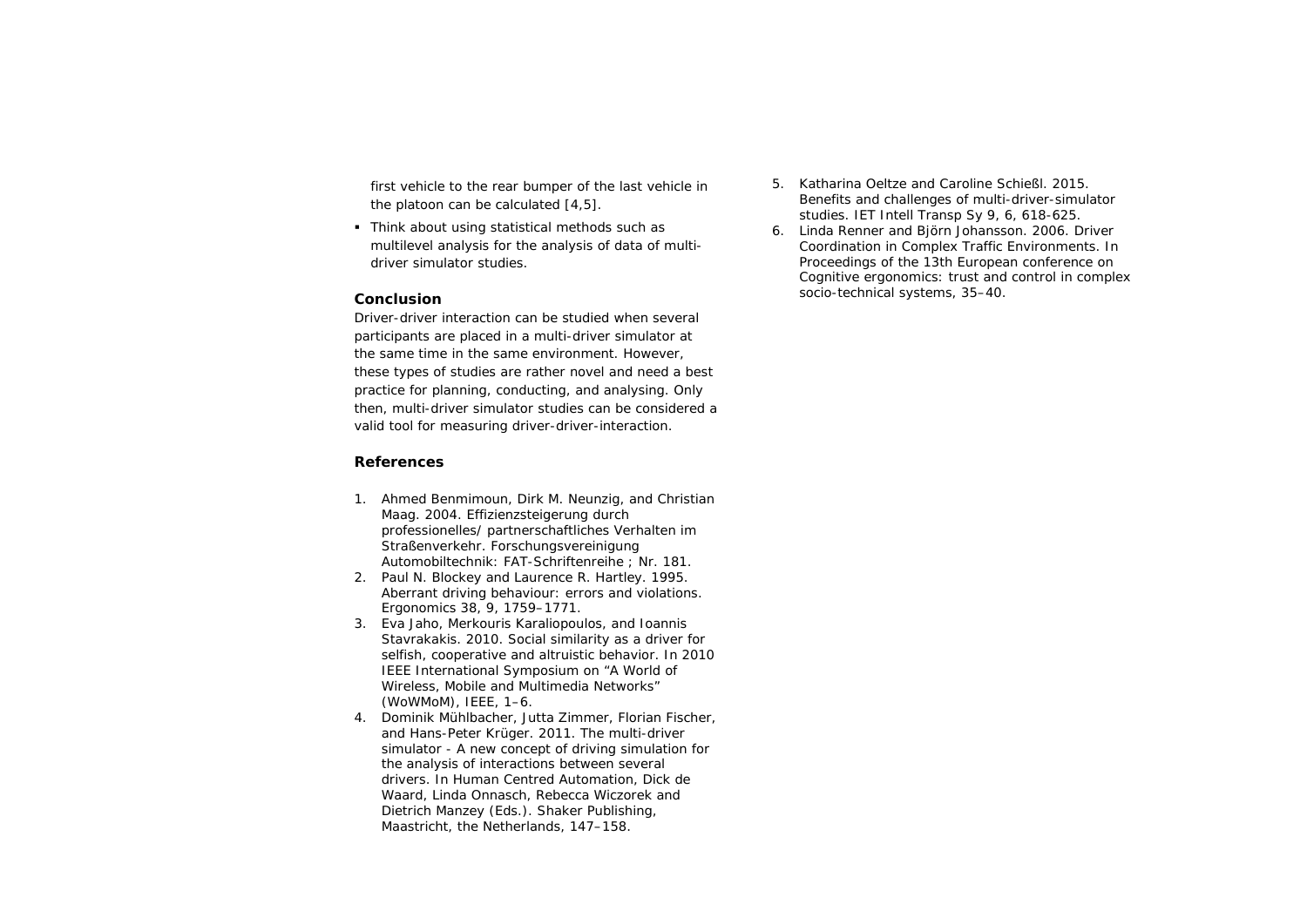first vehicle to the rear bumper of the last vehicle in the platoon can be calculated [4,5].

- Think about using statistical methods such as multilevel analysis for the analysis of data of multi-driver simulator studies.

## Conclusion

Driver-driver interaction can be studied when several participants are placed in a multi-driver simulator at the same time in the same environment. However, these types of studies are rather novel and need a best practice for planning, conducting, and analysing. Only then, multi-driver simulator studies can be considered a valid tool for measuring driver-driver-interaction.

## References

1. Ahmed Benmimoun, Dirk M. Neunzig, and Christian Maag. 2004. Effizienzsteigerung durch professionelles/ partnerschaftliches Verhalten im Straßenverkehr. Forschungsvereinigung Automobiltechnik: FAT-Schriftenreihe ; Nr. 181.
2. Paul N. Blockey and Laurence R. Hartley. 1995. Aberrant driving behaviour: errors and violations. Ergonomics 38, 9, 1759–1771.
3. Eva Jaho, Merkouris Karaliopoulos, and Ioannis Stavrakakis. 2010. Social similarity as a driver for selfish, cooperative and altruistic behavior. In 2010 IEEE International Symposium on "A World of Wireless, Mobile and Multimedia Networks" (WoWMoM), IEEE, 1–6.
4. Dominik Mühlbacher, Jutta Zimmer, Florian Fischer, and Hans-Peter Krüger. 2011. The multi-driver simulator - A new concept of driving simulation for the analysis of interactions between several drivers. In Human Centred Automation, Dick de Waard, Linda Onnasch, Rebecca Wiczorek and Dietrich Manzey (Eds.). Shaker Publishing, Maastricht, the Netherlands, 147–158.
5. Katharina Oeltze and Caroline Schießl. 2015. Benefits and challenges of multi-driver-simulator studies. IET Intell Transp Sy 9, 6, 618-625.
6. Linda Renner and Björn Johansson. 2006. Driver Coordination in Complex Traffic Environments. In Proceedings of the 13th European conference on Cognitive ergonomics: trust and control in complex socio-technical systems, 35–40.